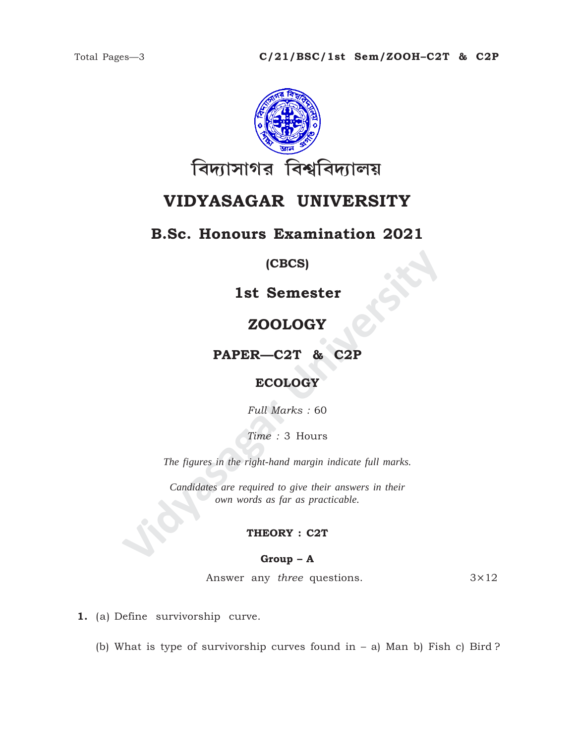Total Pages—3

C/21/BSC/1st Sem/ZOOH–C2T & C2P

বিদ্যাসাগর বিশ্ববিদ্যালয়

# VIDYASAGAR UNIVERSITY

## B.Sc. Honours Examination 2021

**(CBCS)**

**1st Semester**

## ZOOLOGY

**PAPER—C2T & C2P**

**ECOLOGY**

*Full Marks :* 60

*Time :* 3 Hours

*The figures in the right-hand margin indicate full marks.*

*Candidates are required to give their answers in their own words as far as practicable.*

### THEORY : C2T

**Group – A**

Answer any *three* questions. 3×12

**1.** (a) Define survivorship curve.

(b) What is type of survivorship curves found in – a) Man b) Fish c) Bird ?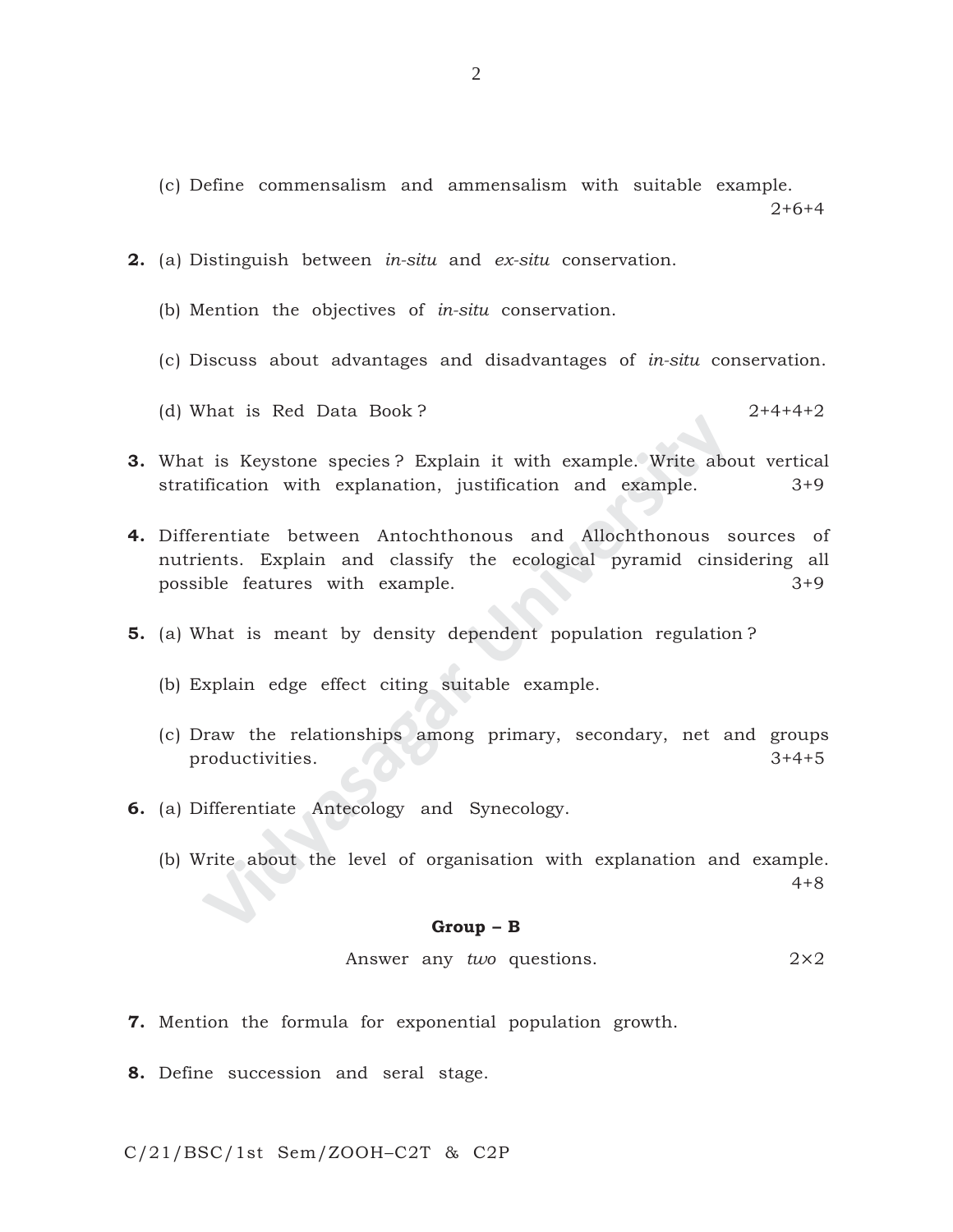(c) Define commensalism and ammensalism with suitable example.

2+6+4

**2.** (a) Distinguish between *in-situ* and *ex-situ* conservation.

(b) Mention the objectives of *in-situ* conservation.

(c) Discuss about advantages and disadvantages of *in-situ* conservation.

(d) What is Red Data Book ? 2+4+4+2

**3.** What is Keystone species ? Explain it with example. Write about vertical stratification with explanation, justification and example. 3+9

**4.** Differentiate between Antochthonous and Allochthonous sources of nutrients. Explain and classify the ecological pyramid cinsidering all possible features with example. 3+9

**5.** (a) What is meant by density dependent population regulation ?

(b) Explain edge effect citing suitable example.

(c) Draw the relationships among primary, secondary, net and groups productivities. 3+4+5

**6.** (a) Differentiate Antecology and Synecology.

(b) Write about the level of organisation with explanation and example.

4+8

**Group – B**

Answer any *two* questions. 2×2

**7.** Mention the formula for exponential population growth.

**8.** Define succession and seral stage.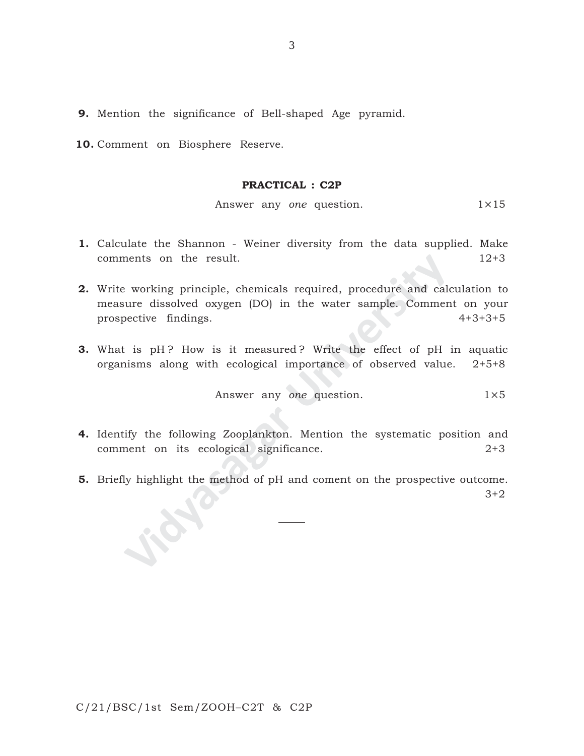9. Mention the significance of Bell-shaped Age pyramid.

10. Comment on Biosphere Reserve.

**PRACTICAL : C2P**

Answer any *one* question. 1×15

1. Calculate the Shannon - Weiner diversity from the data supplied. Make comments on the result. 12+3

2. Write working principle, chemicals required, procedure and calculation to measure dissolved oxygen (DO) in the water sample. Comment on your prospective findings. 4+3+3+5

3. What is pH ? How is it measured ? Write the effect of pH in aquatic organisms along with ecological importance of observed value. 2+5+8

Answer any *one* question. 1×5

4. Identify the following Zooplankton. Mention the systematic position and comment on its ecological significance. 2+3

5. Briefly highlight the method of pH and coment on the prospective outcome. 3+2

C/21/BSC/1st Sem/ZOOH–C2T & C2P